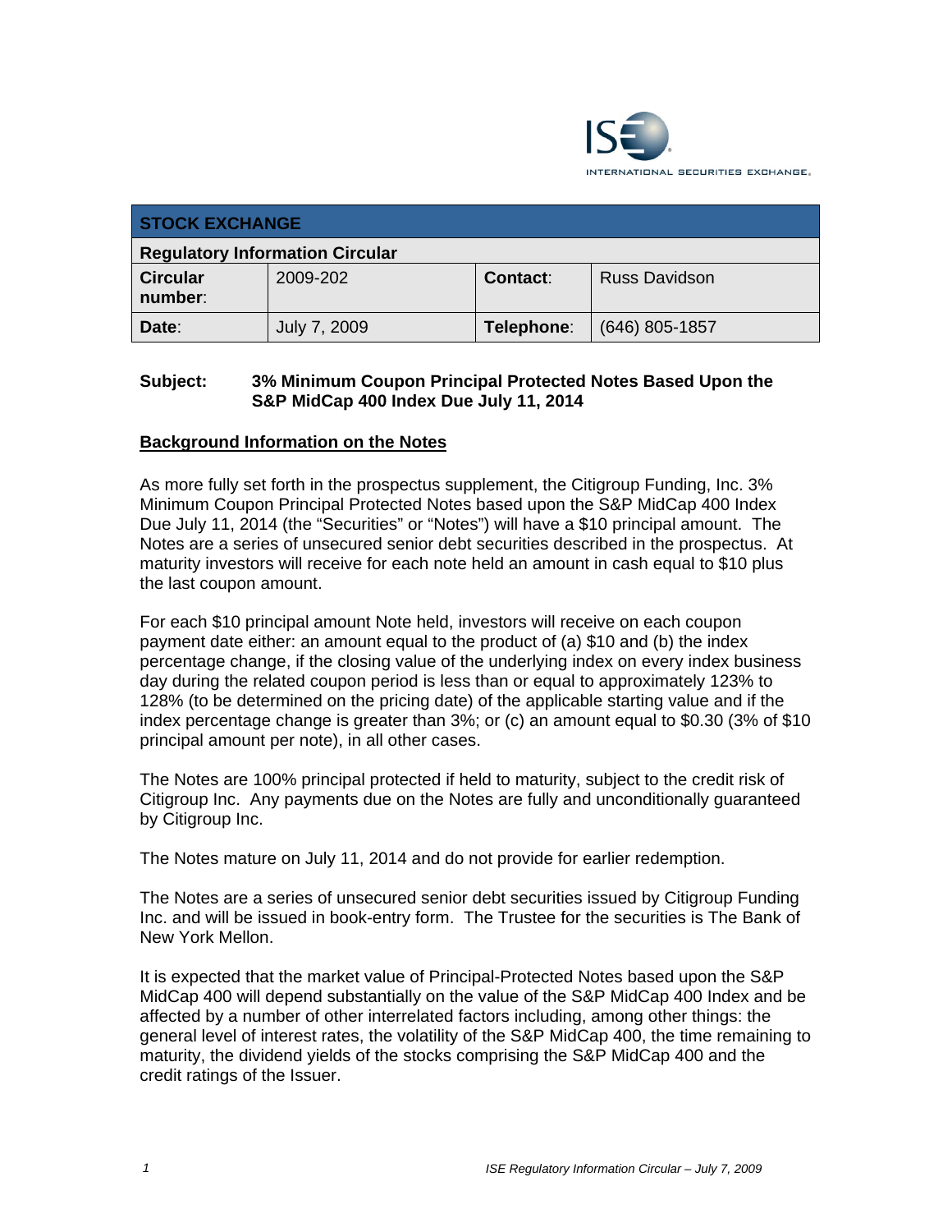| STOCK EXCHANGE | | | |
|---|---|---|---|
| **Regulatory Information Circular** | | | |
| **Circular number:** | 2009-202 | **Contact:** | Russ Davidson |
| **Date:** | July 7, 2009 | **Telephone:** | (646) 805-1857 |

**Subject: 3% Minimum Coupon Principal Protected Notes Based Upon the S&P MidCap 400 Index Due July 11, 2014**

## Background Information on the Notes

As more fully set forth in the prospectus supplement, the Citigroup Funding, Inc. 3% Minimum Coupon Principal Protected Notes based upon the S&P MidCap 400 Index Due July 11, 2014 (the "Securities" or "Notes") will have a $10 principal amount. The Notes are a series of unsecured senior debt securities described in the prospectus. At maturity investors will receive for each note held an amount in cash equal to $10 plus the last coupon amount.

For each $10 principal amount Note held, investors will receive on each coupon payment date either: an amount equal to the product of (a) $10 and (b) the index percentage change, if the closing value of the underlying index on every index business day during the related coupon period is less than or equal to approximately 123% to 128% (to be determined on the pricing date) of the applicable starting value and if the index percentage change is greater than 3%; or (c) an amount equal to $0.30 (3% of $10 principal amount per note), in all other cases.

The Notes are 100% principal protected if held to maturity, subject to the credit risk of Citigroup Inc. Any payments due on the Notes are fully and unconditionally guaranteed by Citigroup Inc.

The Notes mature on July 11, 2014 and do not provide for earlier redemption.

The Notes are a series of unsecured senior debt securities issued by Citigroup Funding Inc. and will be issued in book-entry form. The Trustee for the securities is The Bank of New York Mellon.

It is expected that the market value of Principal-Protected Notes based upon the S&P MidCap 400 will depend substantially on the value of the S&P MidCap 400 Index and be affected by a number of other interrelated factors including, among other things: the general level of interest rates, the volatility of the S&P MidCap 400, the time remaining to maturity, the dividend yields of the stocks comprising the S&P MidCap 400 and the credit ratings of the Issuer.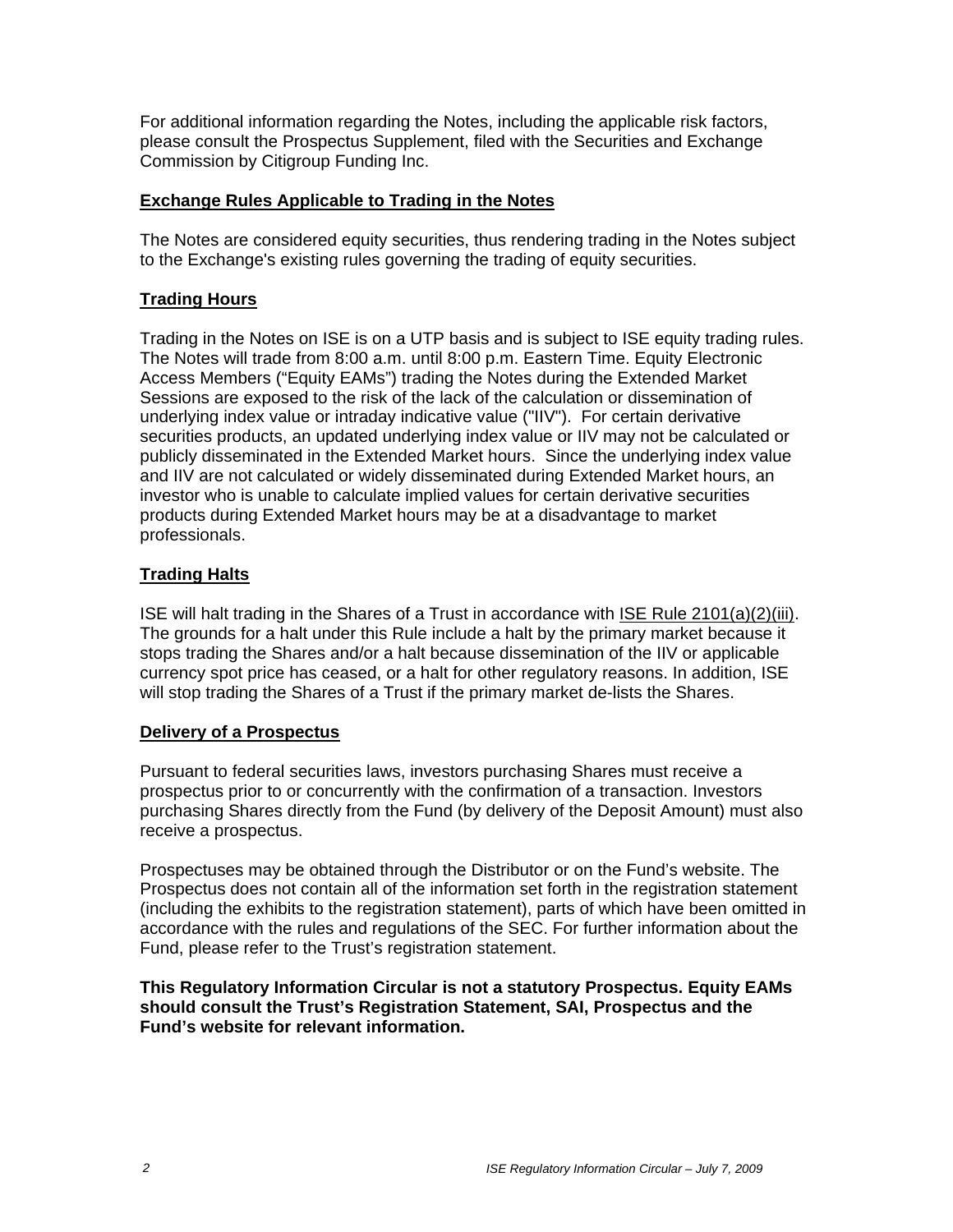For additional information regarding the Notes, including the applicable risk factors, please consult the Prospectus Supplement, filed with the Securities and Exchange Commission by Citigroup Funding Inc.

## Exchange Rules Applicable to Trading in the Notes

The Notes are considered equity securities, thus rendering trading in the Notes subject to the Exchange's existing rules governing the trading of equity securities.

## Trading Hours

Trading in the Notes on ISE is on a UTP basis and is subject to ISE equity trading rules. The Notes will trade from 8:00 a.m. until 8:00 p.m. Eastern Time. Equity Electronic Access Members ("Equity EAMs") trading the Notes during the Extended Market Sessions are exposed to the risk of the lack of the calculation or dissemination of underlying index value or intraday indicative value ("IIV"). For certain derivative securities products, an updated underlying index value or IIV may not be calculated or publicly disseminated in the Extended Market hours. Since the underlying index value and IIV are not calculated or widely disseminated during Extended Market hours, an investor who is unable to calculate implied values for certain derivative securities products during Extended Market hours may be at a disadvantage to market professionals.

## Trading Halts

ISE will halt trading in the Shares of a Trust in accordance with ISE Rule 2101(a)(2)(iii). The grounds for a halt under this Rule include a halt by the primary market because it stops trading the Shares and/or a halt because dissemination of the IIV or applicable currency spot price has ceased, or a halt for other regulatory reasons. In addition, ISE will stop trading the Shares of a Trust if the primary market de-lists the Shares.

## Delivery of a Prospectus

Pursuant to federal securities laws, investors purchasing Shares must receive a prospectus prior to or concurrently with the confirmation of a transaction. Investors purchasing Shares directly from the Fund (by delivery of the Deposit Amount) must also receive a prospectus.

Prospectuses may be obtained through the Distributor or on the Fund's website. The Prospectus does not contain all of the information set forth in the registration statement (including the exhibits to the registration statement), parts of which have been omitted in accordance with the rules and regulations of the SEC. For further information about the Fund, please refer to the Trust's registration statement.

**This Regulatory Information Circular is not a statutory Prospectus. Equity EAMs should consult the Trust's Registration Statement, SAI, Prospectus and the Fund's website for relevant information.**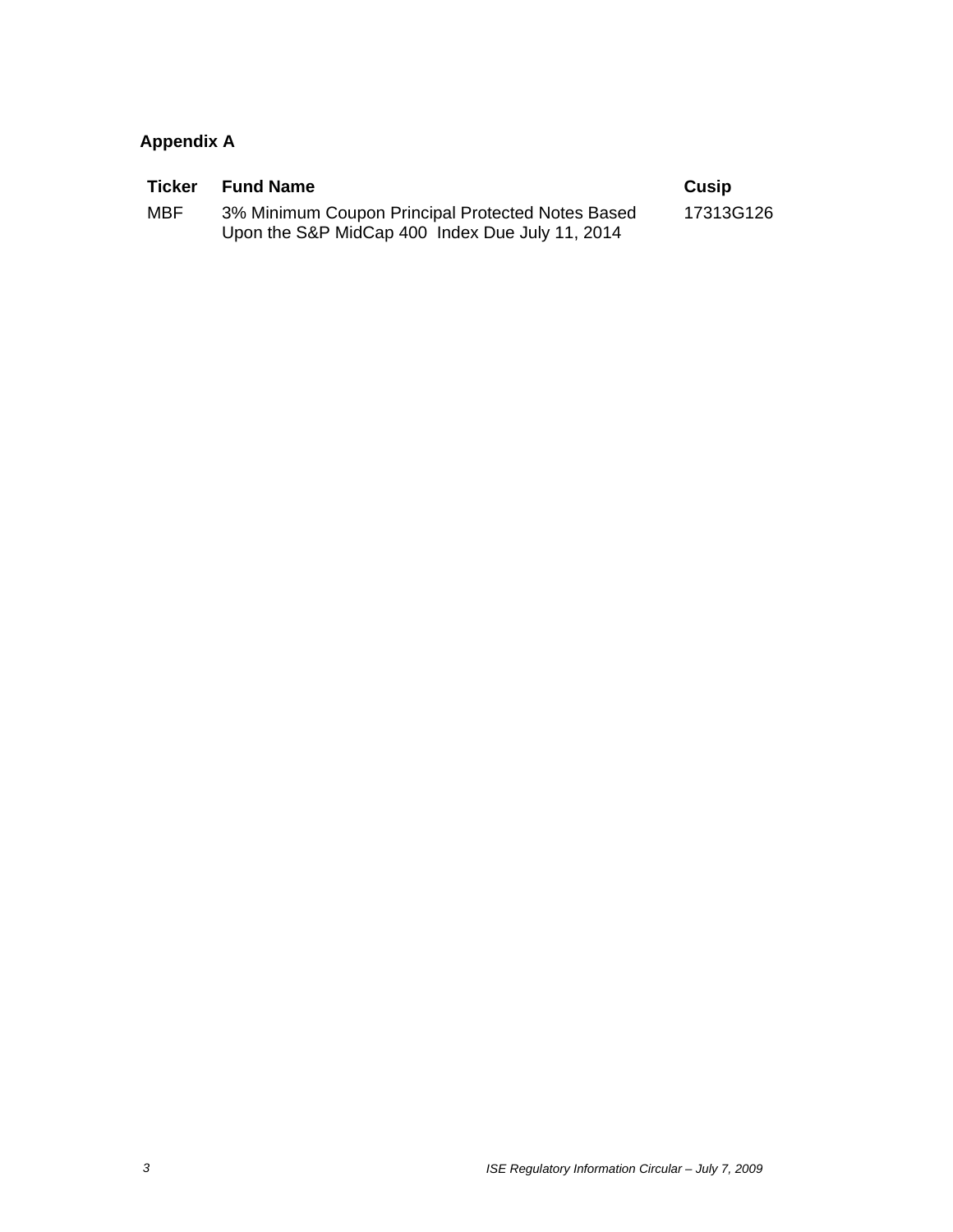## Appendix A

| Ticker | Fund Name | Cusip |
|---|---|---|
| MBF | 3% Minimum Coupon Principal Protected Notes Based Upon the S&P MidCap 400 Index Due July 11, 2014 | 17313G126 |